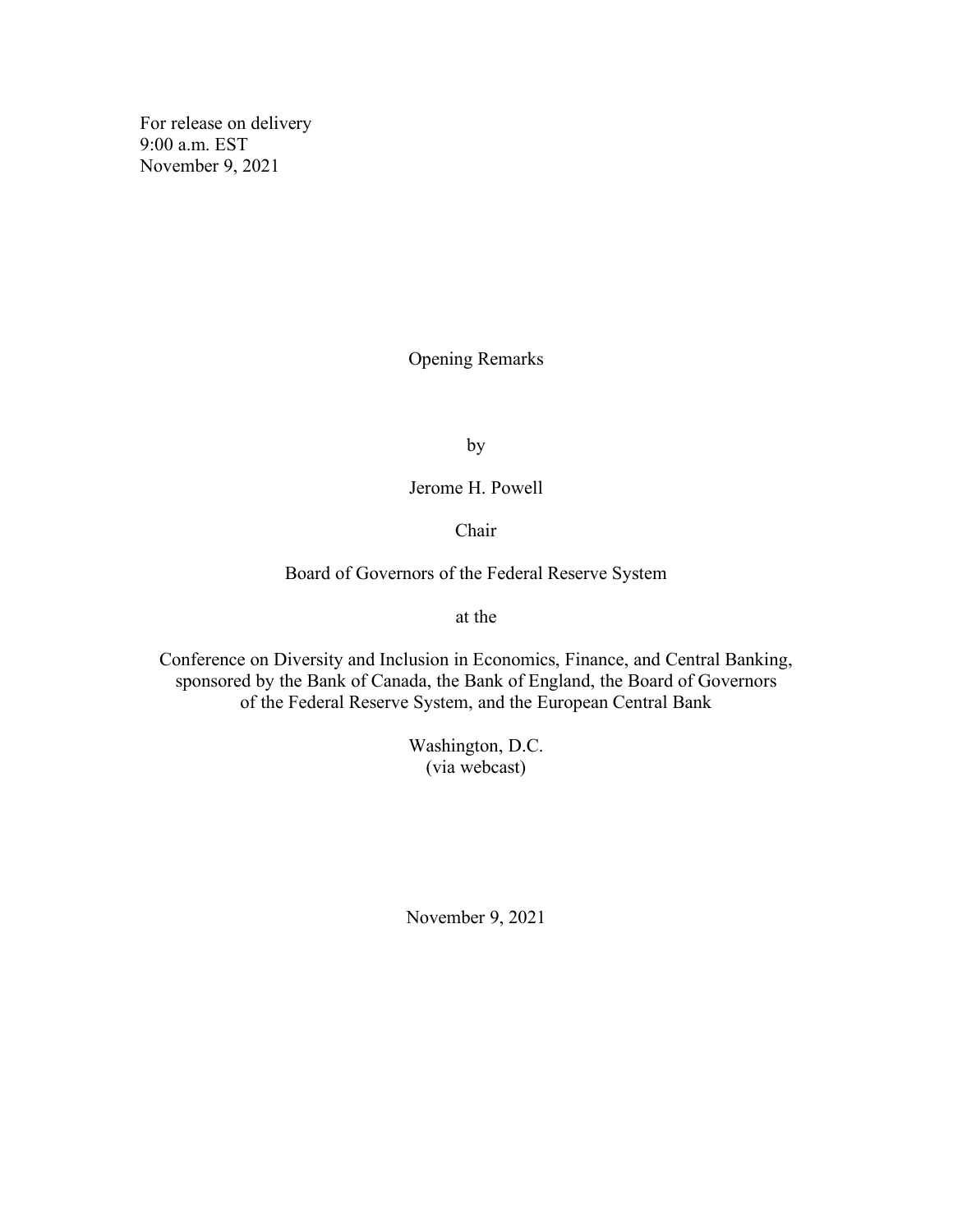For release on delivery
9:00 a.m. EST
November 9, 2021

# Opening Remarks

by

Jerome H. Powell

Chair

Board of Governors of the Federal Reserve System

at the

Conference on Diversity and Inclusion in Economics, Finance, and Central Banking, sponsored by the Bank of Canada, the Bank of England, the Board of Governors of the Federal Reserve System, and the European Central Bank

Washington, D.C.
(via webcast)

November 9, 2021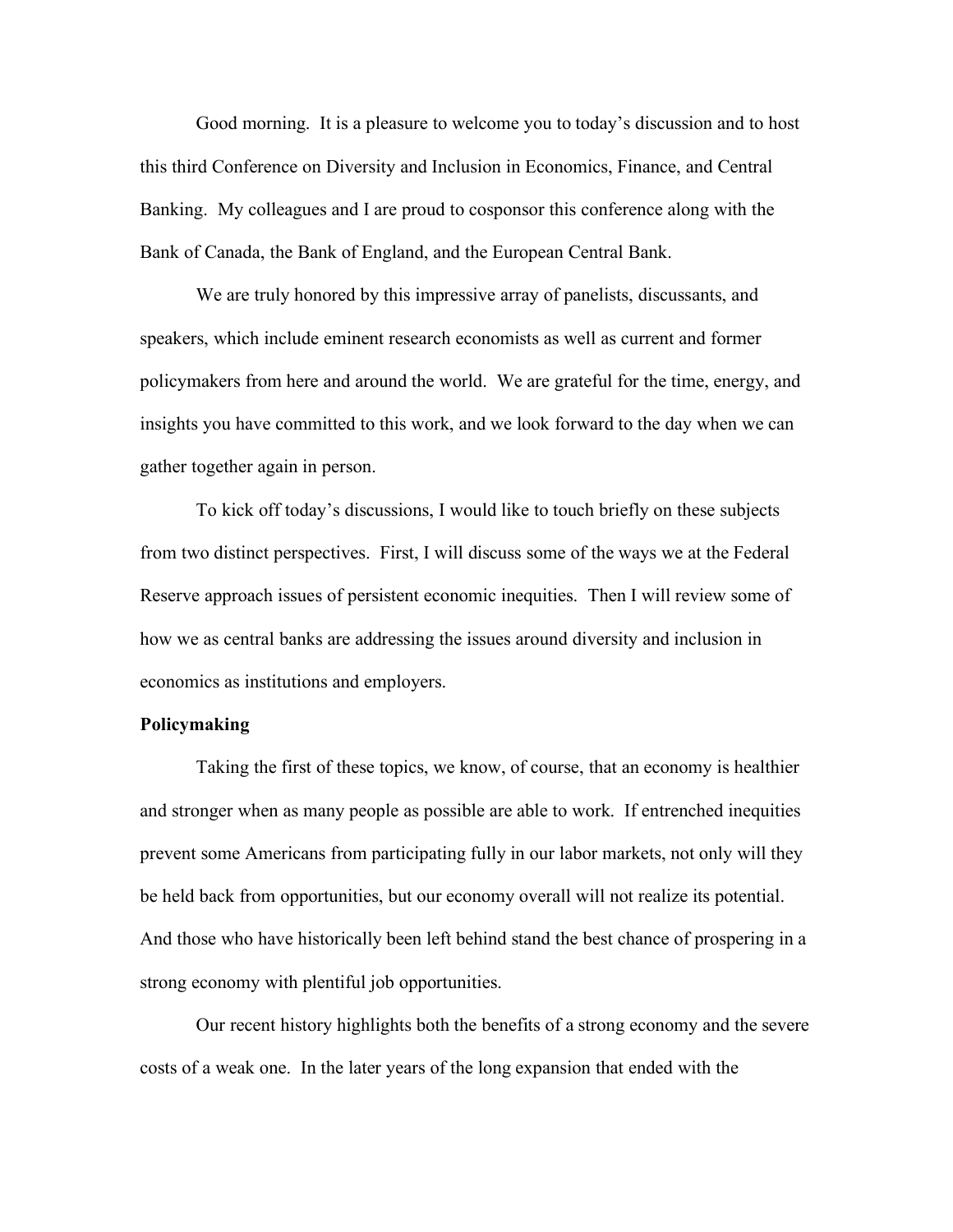Good morning. It is a pleasure to welcome you to today's discussion and to host this third Conference on Diversity and Inclusion in Economics, Finance, and Central Banking. My colleagues and I are proud to cosponsor this conference along with the Bank of Canada, the Bank of England, and the European Central Bank.

We are truly honored by this impressive array of panelists, discussants, and speakers, which include eminent research economists as well as current and former policymakers from here and around the world. We are grateful for the time, energy, and insights you have committed to this work, and we look forward to the day when we can gather together again in person.

To kick off today's discussions, I would like to touch briefly on these subjects from two distinct perspectives. First, I will discuss some of the ways we at the Federal Reserve approach issues of persistent economic inequities. Then I will review some of how we as central banks are addressing the issues around diversity and inclusion in economics as institutions and employers.

**Policymaking**

Taking the first of these topics, we know, of course, that an economy is healthier and stronger when as many people as possible are able to work. If entrenched inequities prevent some Americans from participating fully in our labor markets, not only will they be held back from opportunities, but our economy overall will not realize its potential. And those who have historically been left behind stand the best chance of prospering in a strong economy with plentiful job opportunities.

Our recent history highlights both the benefits of a strong economy and the severe costs of a weak one. In the later years of the long expansion that ended with the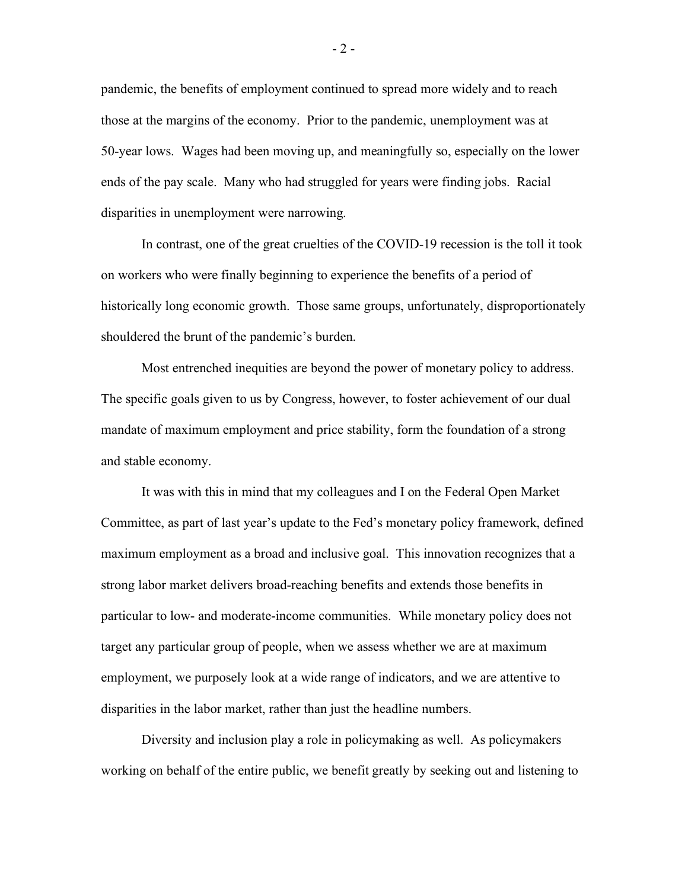pandemic, the benefits of employment continued to spread more widely and to reach those at the margins of the economy. Prior to the pandemic, unemployment was at 50-year lows. Wages had been moving up, and meaningfully so, especially on the lower ends of the pay scale. Many who had struggled for years were finding jobs. Racial disparities in unemployment were narrowing.

In contrast, one of the great cruelties of the COVID-19 recession is the toll it took on workers who were finally beginning to experience the benefits of a period of historically long economic growth. Those same groups, unfortunately, disproportionately shouldered the brunt of the pandemic's burden.

Most entrenched inequities are beyond the power of monetary policy to address. The specific goals given to us by Congress, however, to foster achievement of our dual mandate of maximum employment and price stability, form the foundation of a strong and stable economy.

It was with this in mind that my colleagues and I on the Federal Open Market Committee, as part of last year's update to the Fed's monetary policy framework, defined maximum employment as a broad and inclusive goal. This innovation recognizes that a strong labor market delivers broad-reaching benefits and extends those benefits in particular to low- and moderate-income communities. While monetary policy does not target any particular group of people, when we assess whether we are at maximum employment, we purposely look at a wide range of indicators, and we are attentive to disparities in the labor market, rather than just the headline numbers.

Diversity and inclusion play a role in policymaking as well. As policymakers working on behalf of the entire public, we benefit greatly by seeking out and listening to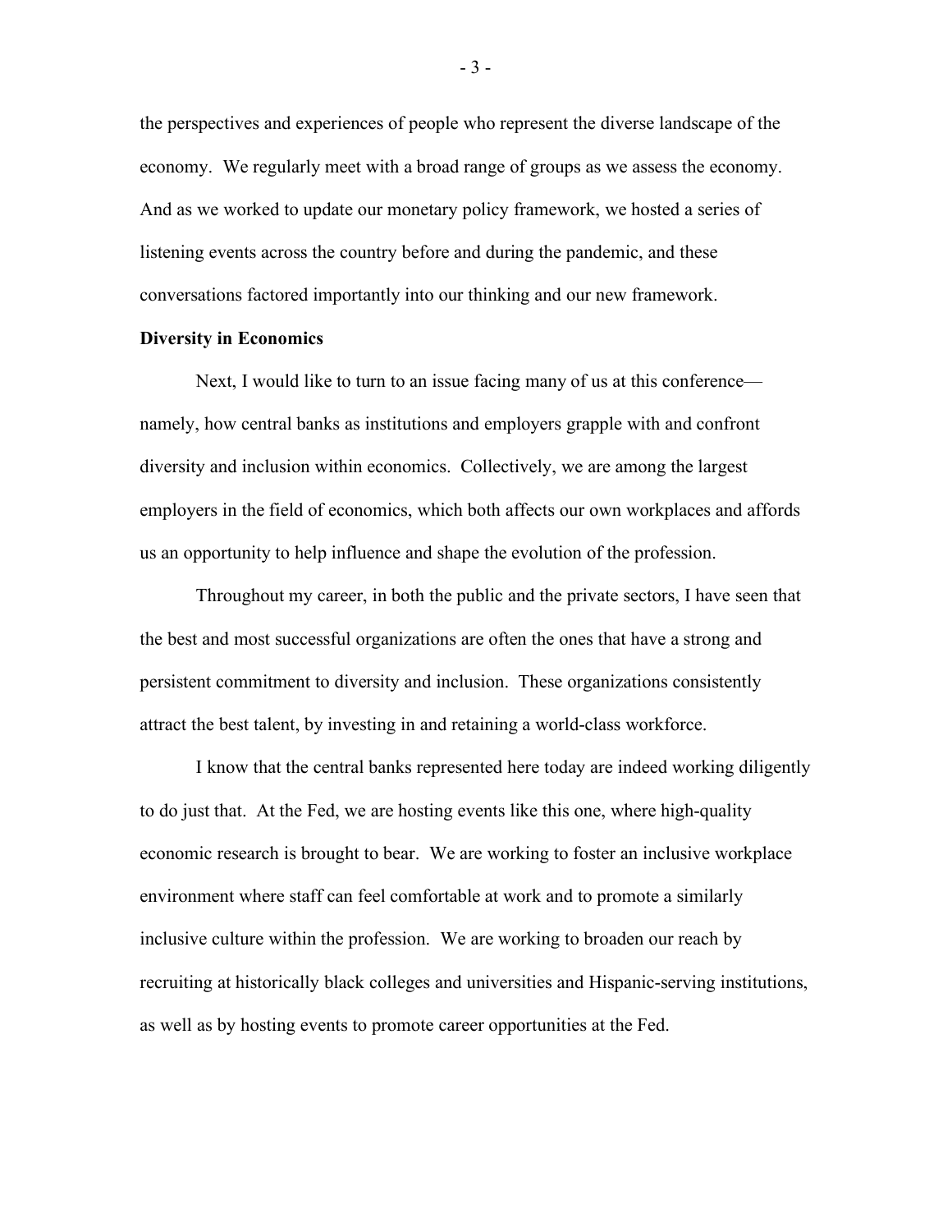the perspectives and experiences of people who represent the diverse landscape of the economy. We regularly meet with a broad range of groups as we assess the economy. And as we worked to update our monetary policy framework, we hosted a series of listening events across the country before and during the pandemic, and these conversations factored importantly into our thinking and our new framework.

**Diversity in Economics**

Next, I would like to turn to an issue facing many of us at this conference—namely, how central banks as institutions and employers grapple with and confront diversity and inclusion within economics. Collectively, we are among the largest employers in the field of economics, which both affects our own workplaces and affords us an opportunity to help influence and shape the evolution of the profession.

Throughout my career, in both the public and the private sectors, I have seen that the best and most successful organizations are often the ones that have a strong and persistent commitment to diversity and inclusion. These organizations consistently attract the best talent, by investing in and retaining a world-class workforce.

I know that the central banks represented here today are indeed working diligently to do just that. At the Fed, we are hosting events like this one, where high-quality economic research is brought to bear. We are working to foster an inclusive workplace environment where staff can feel comfortable at work and to promote a similarly inclusive culture within the profession. We are working to broaden our reach by recruiting at historically black colleges and universities and Hispanic-serving institutions, as well as by hosting events to promote career opportunities at the Fed.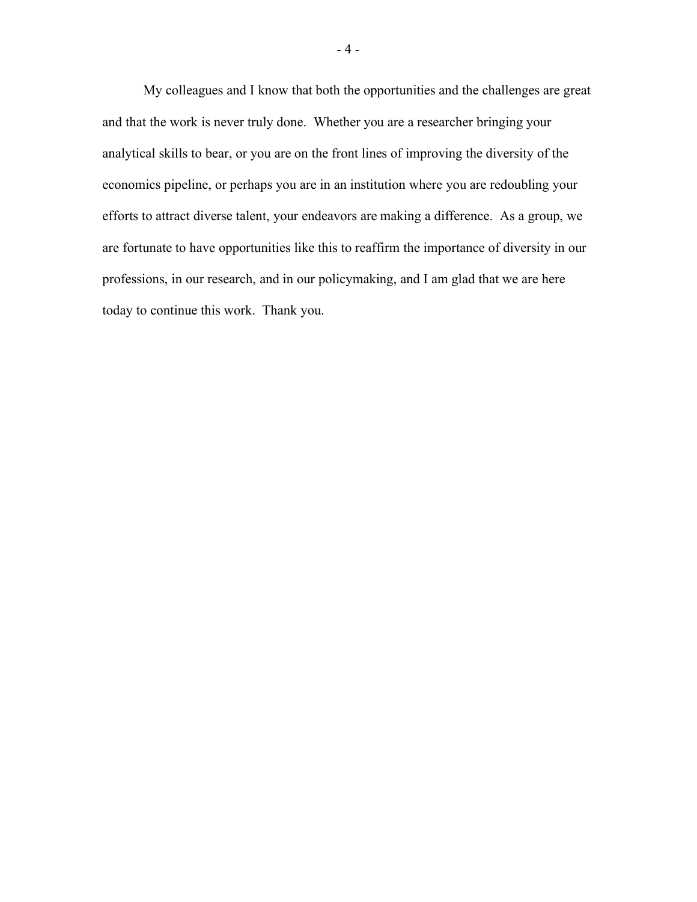My colleagues and I know that both the opportunities and the challenges are great and that the work is never truly done. Whether you are a researcher bringing your analytical skills to bear, or you are on the front lines of improving the diversity of the economics pipeline, or perhaps you are in an institution where you are redoubling your efforts to attract diverse talent, your endeavors are making a difference. As a group, we are fortunate to have opportunities like this to reaffirm the importance of diversity in our professions, in our research, and in our policymaking, and I am glad that we are here today to continue this work. Thank you.